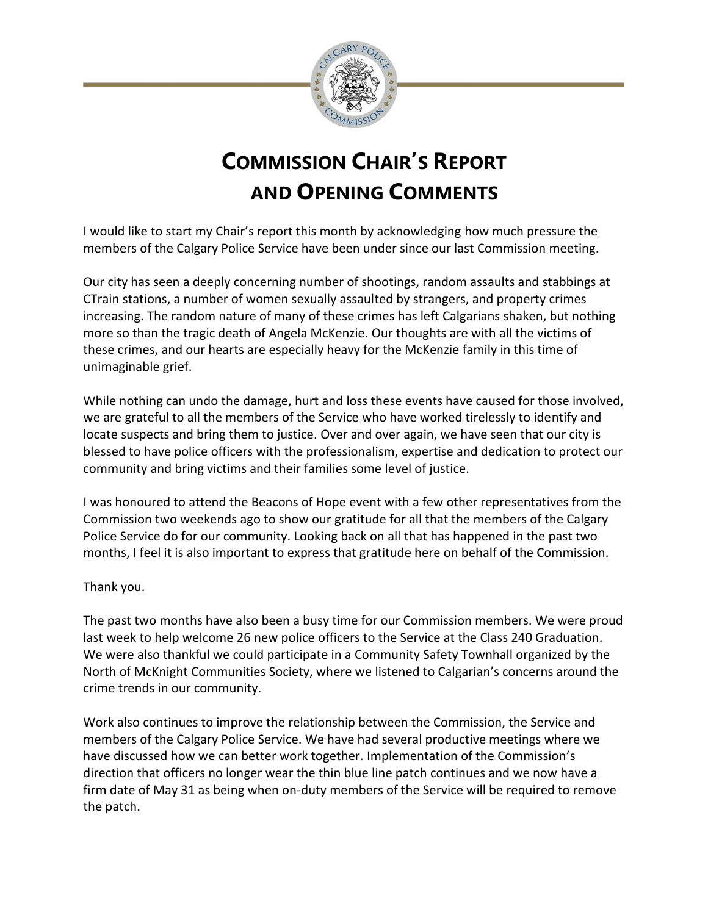# COMMISSION CHAIR'S REPORT AND OPENING COMMENTS

I would like to start my Chair's report this month by acknowledging how much pressure the members of the Calgary Police Service have been under since our last Commission meeting.

Our city has seen a deeply concerning number of shootings, random assaults and stabbings at CTrain stations, a number of women sexually assaulted by strangers, and property crimes increasing. The random nature of many of these crimes has left Calgarians shaken, but nothing more so than the tragic death of Angela McKenzie. Our thoughts are with all the victims of these crimes, and our hearts are especially heavy for the McKenzie family in this time of unimaginable grief.

While nothing can undo the damage, hurt and loss these events have caused for those involved, we are grateful to all the members of the Service who have worked tirelessly to identify and locate suspects and bring them to justice. Over and over again, we have seen that our city is blessed to have police officers with the professionalism, expertise and dedication to protect our community and bring victims and their families some level of justice.

I was honoured to attend the Beacons of Hope event with a few other representatives from the Commission two weekends ago to show our gratitude for all that the members of the Calgary Police Service do for our community. Looking back on all that has happened in the past two months, I feel it is also important to express that gratitude here on behalf of the Commission.

Thank you.

The past two months have also been a busy time for our Commission members. We were proud last week to help welcome 26 new police officers to the Service at the Class 240 Graduation. We were also thankful we could participate in a Community Safety Townhall organized by the North of McKnight Communities Society, where we listened to Calgarian's concerns around the crime trends in our community.

Work also continues to improve the relationship between the Commission, the Service and members of the Calgary Police Service. We have had several productive meetings where we have discussed how we can better work together. Implementation of the Commission's direction that officers no longer wear the thin blue line patch continues and we now have a firm date of May 31 as being when on-duty members of the Service will be required to remove the patch.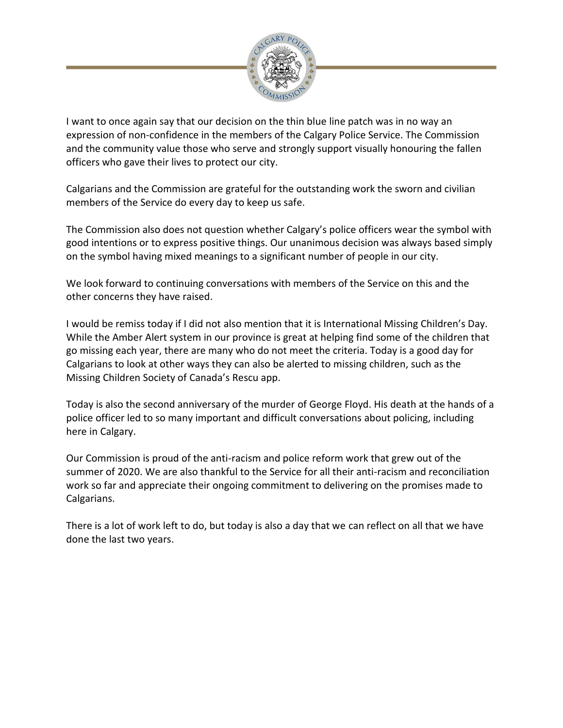I want to once again say that our decision on the thin blue line patch was in no way an expression of non-confidence in the members of the Calgary Police Service. The Commission and the community value those who serve and strongly support visually honouring the fallen officers who gave their lives to protect our city.

Calgarians and the Commission are grateful for the outstanding work the sworn and civilian members of the Service do every day to keep us safe.

The Commission also does not question whether Calgary's police officers wear the symbol with good intentions or to express positive things. Our unanimous decision was always based simply on the symbol having mixed meanings to a significant number of people in our city.

We look forward to continuing conversations with members of the Service on this and the other concerns they have raised.

I would be remiss today if I did not also mention that it is International Missing Children's Day. While the Amber Alert system in our province is great at helping find some of the children that go missing each year, there are many who do not meet the criteria. Today is a good day for Calgarians to look at other ways they can also be alerted to missing children, such as the Missing Children Society of Canada's Rescu app.

Today is also the second anniversary of the murder of George Floyd. His death at the hands of a police officer led to so many important and difficult conversations about policing, including here in Calgary.

Our Commission is proud of the anti-racism and police reform work that grew out of the summer of 2020. We are also thankful to the Service for all their anti-racism and reconciliation work so far and appreciate their ongoing commitment to delivering on the promises made to Calgarians.

There is a lot of work left to do, but today is also a day that we can reflect on all that we have done the last two years.